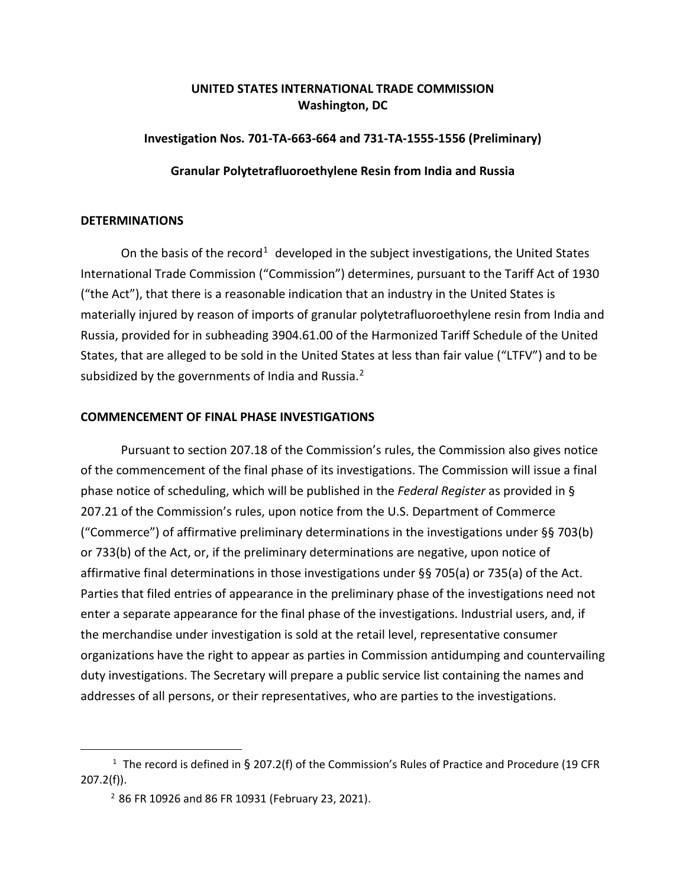**UNITED STATES INTERNATIONAL TRADE COMMISSION**
**Washington, DC**

**Investigation Nos. 701-TA-663-664 and 731-TA-1555-1556 (Preliminary)**

**Granular Polytetrafluoroethylene Resin from India and Russia**

## DETERMINATIONS

On the basis of the record[1] developed in the subject investigations, the United States International Trade Commission ("Commission") determines, pursuant to the Tariff Act of 1930 ("the Act"), that there is a reasonable indication that an industry in the United States is materially injured by reason of imports of granular polytetrafluoroethylene resin from India and Russia, provided for in subheading 3904.61.00 of the Harmonized Tariff Schedule of the United States, that are alleged to be sold in the United States at less than fair value ("LTFV") and to be subsidized by the governments of India and Russia.[2]

## COMMENCEMENT OF FINAL PHASE INVESTIGATIONS

Pursuant to section 207.18 of the Commission's rules, the Commission also gives notice of the commencement of the final phase of its investigations. The Commission will issue a final phase notice of scheduling, which will be published in the *Federal Register* as provided in § 207.21 of the Commission's rules, upon notice from the U.S. Department of Commerce ("Commerce") of affirmative preliminary determinations in the investigations under §§ 703(b) or 733(b) of the Act, or, if the preliminary determinations are negative, upon notice of affirmative final determinations in those investigations under §§ 705(a) or 735(a) of the Act. Parties that filed entries of appearance in the preliminary phase of the investigations need not enter a separate appearance for the final phase of the investigations. Industrial users, and, if the merchandise under investigation is sold at the retail level, representative consumer organizations have the right to appear as parties in Commission antidumping and countervailing duty investigations. The Secretary will prepare a public service list containing the names and addresses of all persons, or their representatives, who are parties to the investigations.

---

[1] The record is defined in § 207.2(f) of the Commission's Rules of Practice and Procedure (19 CFR 207.2(f)).

[2] 86 FR 10926 and 86 FR 10931 (February 23, 2021).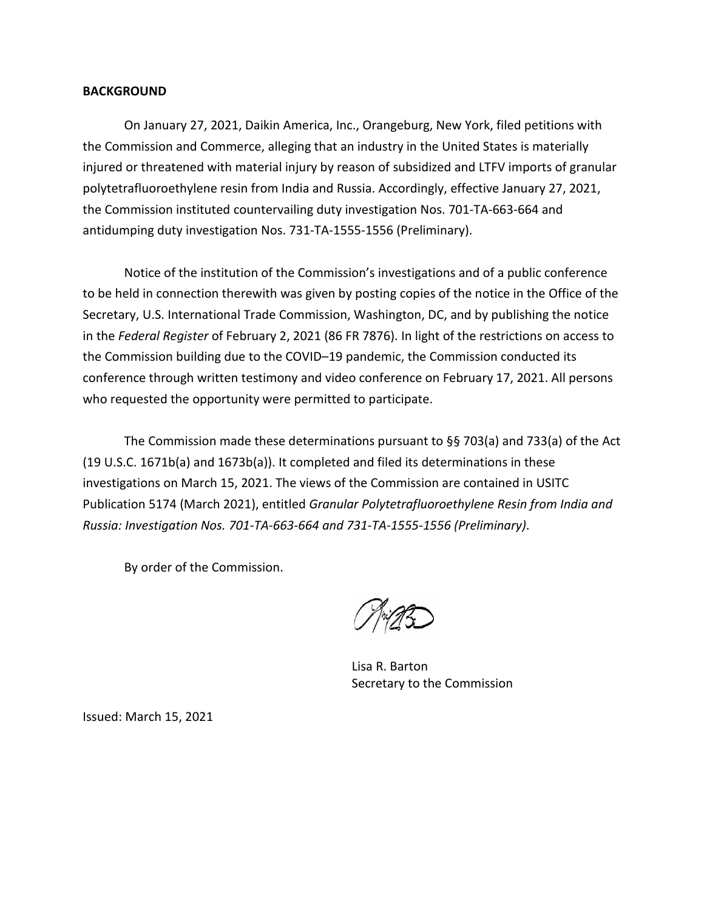**BACKGROUND**

On January 27, 2021, Daikin America, Inc., Orangeburg, New York, filed petitions with the Commission and Commerce, alleging that an industry in the United States is materially injured or threatened with material injury by reason of subsidized and LTFV imports of granular polytetrafluoroethylene resin from India and Russia. Accordingly, effective January 27, 2021, the Commission instituted countervailing duty investigation Nos. 701-TA-663-664 and antidumping duty investigation Nos. 731-TA-1555-1556 (Preliminary).

Notice of the institution of the Commission's investigations and of a public conference to be held in connection therewith was given by posting copies of the notice in the Office of the Secretary, U.S. International Trade Commission, Washington, DC, and by publishing the notice in the *Federal Register* of February 2, 2021 (86 FR 7876). In light of the restrictions on access to the Commission building due to the COVID–19 pandemic, the Commission conducted its conference through written testimony and video conference on February 17, 2021. All persons who requested the opportunity were permitted to participate.

The Commission made these determinations pursuant to §§ 703(a) and 733(a) of the Act (19 U.S.C. 1671b(a) and 1673b(a)). It completed and filed its determinations in these investigations on March 15, 2021. The views of the Commission are contained in USITC Publication 5174 (March 2021), entitled *Granular Polytetrafluoroethylene Resin from India and Russia: Investigation Nos. 701-TA-663-664 and 731-TA-1555-1556 (Preliminary)*.

By order of the Commission.

Lisa R. Barton
Secretary to the Commission

Issued: March 15, 2021